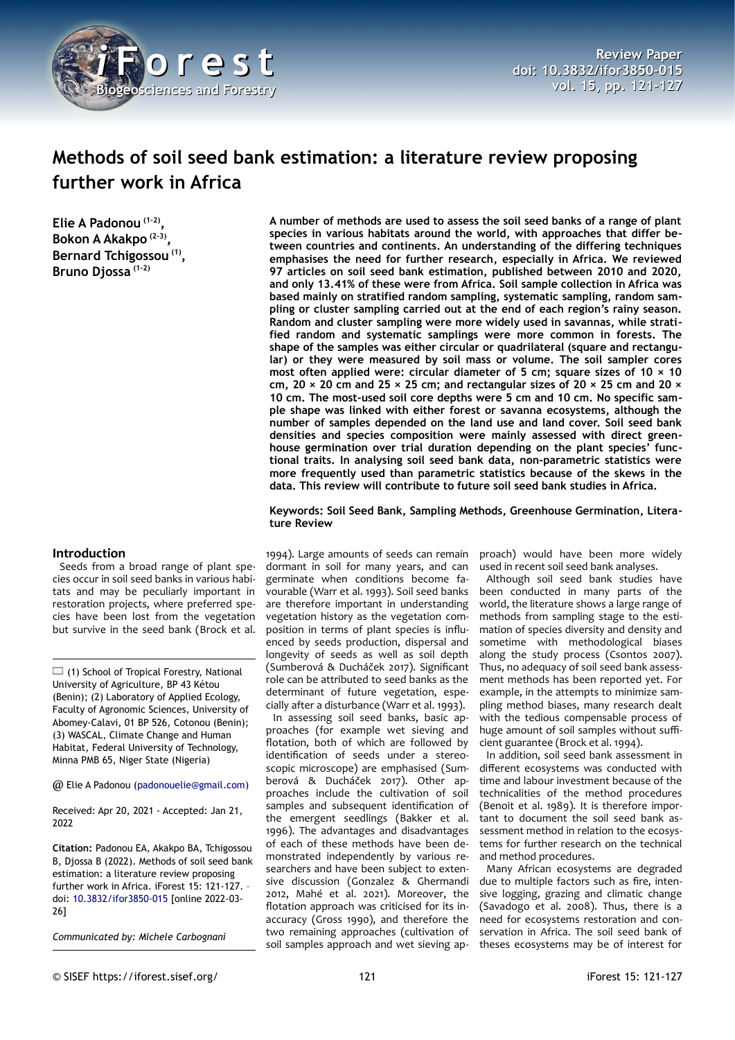# Methods of soil seed bank estimation: a literature review proposing further work in Africa

**Elie A Padonou [1-2], Bokon A Akakpo [2-3], Bernard Tchigossou [1], Bruno Djossa [1-2]**

**A number of methods are used to assess the soil seed banks of a range of plant species in various habitats around the world, with approaches that differ between countries and continents. An understanding of the differing techniques emphasises the need for further research, especially in Africa. We reviewed 97 articles on soil seed bank estimation, published between 2010 and 2020, and only 13.41% of these were from Africa. Soil sample collection in Africa was based mainly on stratified random sampling, systematic sampling, random sampling or cluster sampling carried out at the end of each region's rainy season. Random and cluster sampling were more widely used in savannas, while stratified random and systematic samplings were more common in forests. The shape of the samples was either circular or quadrilateral (square and rectangular) or they were measured by soil mass or volume. The soil sampler cores most often applied were: circular diameter of 5 cm; square sizes of 10 × 10 cm, 20 × 20 cm and 25 × 25 cm; and rectangular sizes of 20 × 25 cm and 20 × 10 cm. The most-used soil core depths were 5 cm and 10 cm. No specific sample shape was linked with either forest or savanna ecosystems, although the number of samples depended on the land use and land cover. Soil seed bank densities and species composition were mainly assessed with direct greenhouse germination over trial duration depending on the plant species' functional traits. In analysing soil seed bank data, non-parametric statistics were more frequently used than parametric statistics because of the skews in the data. This review will contribute to future soil seed bank studies in Africa.**

**Keywords: Soil Seed Bank, Sampling Methods, Greenhouse Germination, Literature Review**

## Introduction

Seeds from a broad range of plant species occur in soil seed banks in various habitats and may be peculiarly important in restoration projects, where preferred species have been lost from the vegetation but survive in the seed bank (Brock et al. 1994). Large amounts of seeds can remain dormant in soil for many years, and can germinate when conditions become favourable (Warr et al. 1993). Soil seed banks are therefore important in understanding vegetation history as the vegetation composition in terms of plant species is influenced by seeds production, dispersal and longevity of seeds as well as soil depth (Sumberová & Ducháček 2017). Significant role can be attributed to seed banks as the determinant of future vegetation, especially after a disturbance (Warr et al. 1993).

In assessing soil seed banks, basic approaches (for example wet sieving and flotation, both of which are followed by identification of seeds under a stereoscopic microscope) are emphasised (Sumberová & Ducháček 2017). Other approaches include the cultivation of soil samples and subsequent identification of the emergent seedlings (Bakker et al. 1996). The advantages and disadvantages of each of these methods have been demonstrated independently by various researchers and have been subject to extensive discussion (Gonzalez & Ghermandi 2012, Mahé et al. 2021). Moreover, the flotation approach was criticised for its inaccuracy (Gross 1990), and therefore the two remaining approaches (cultivation of soil samples approach and wet sieving approach) would have been more widely used in recent soil seed bank analyses.

Although soil seed bank studies have been conducted in many parts of the world, the literature shows a large range of methods from sampling stage to the estimation of species diversity and density and sometime with methodological biases along the study process (Csontos 2007). Thus, no adequacy of soil seed bank assessment methods has been reported yet. For example, in the attempts to minimize sampling method biases, many research dealt with the tedious compensable process of huge amount of soil samples without sufficient guarantee (Brock et al. 1994).

In addition, soil seed bank assessment in different ecosystems was conducted with time and labour investment because of the technicalities of the method procedures (Benoit et al. 1989). It is therefore important to document the soil seed bank assessment method in relation to the ecosystems for further research on the technical and method procedures.

Many African ecosystems are degraded due to multiple factors such as fire, intensive logging, grazing and climatic change (Savadogo et al. 2008). Thus, there is a need for ecosystems restoration and conservation in Africa. The soil seed bank of theses ecosystems may be of interest for

---

(1) School of Tropical Forestry, National University of Agriculture, BP 43 Kétou (Benin); (2) Laboratory of Applied Ecology, Faculty of Agronomic Sciences, University of Abomey-Calavi, 01 BP 526, Cotonou (Benin); (3) WASCAL, Climate Change and Human Habitat, Federal University of Technology, Minna PMB 65, Niger State (Nigeria)

@ Elie A Padonou (padonouelie@gmail.com)

Received: Apr 20, 2021 - Accepted: Jan 21, 2022

**Citation:** Padonou EA, Akakpo BA, Tchigossou B, Djossa B (2022). Methods of soil seed bank estimation: a literature review proposing further work in Africa. iForest 15: 121-127. – doi: 10.3832/ifor3850-015 [online 2022-03-26]

*Communicated by: Michele Carbognani*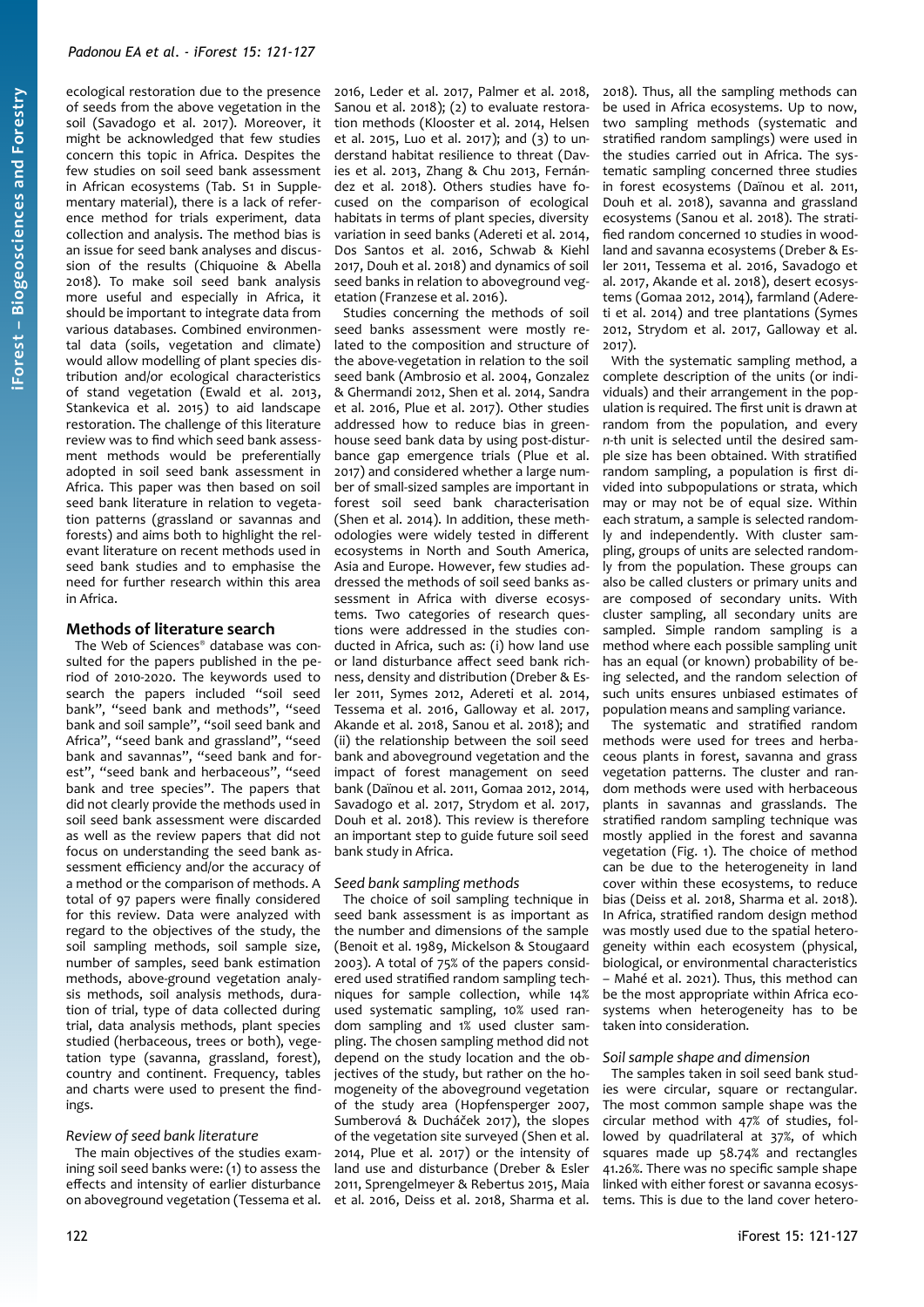ecological restoration due to the presence of seeds from the above vegetation in the soil (Savadogo et al. 2017). Moreover, it might be acknowledged that few studies concern this topic in Africa. Despites the few studies on soil seed bank assessment in African ecosystems (Tab. S1 in Supplementary material), there is a lack of reference method for trials experiment, data collection and analysis. The method bias is an issue for seed bank analyses and discussion of the results (Chiquoine & Abella 2018). To make soil seed bank analysis more useful and especially in Africa, it should be important to integrate data from various databases. Combined environmental data (soils, vegetation and climate) would allow modelling of plant species distribution and/or ecological characteristics of stand vegetation (Ewald et al. 2013, Stankevica et al. 2015) to aid landscape restoration. The challenge of this literature review was to find which seed bank assessment methods would be preferentially adopted in soil seed bank assessment in Africa. This paper was then based on soil seed bank literature in relation to vegetation patterns (grassland or savannas and forests) and aims both to highlight the relevant literature on recent methods used in seed bank studies and to emphasise the need for further research within this area in Africa.

## Methods of literature search

The Web of Sciences® database was consulted for the papers published in the period of 2010-2020. The keywords used to search the papers included "soil seed bank", "seed bank and methods", "seed bank and soil sample", "soil seed bank and Africa", "seed bank and grassland", "seed bank and savannas", "seed bank and forest", "seed bank and herbaceous", "seed bank and tree species". The papers that did not clearly provide the methods used in soil seed bank assessment were discarded as well as the review papers that did not focus on understanding the seed bank assessment efficiency and/or the accuracy of a method or the comparison of methods. A total of 97 papers were finally considered for this review. Data were analyzed with regard to the objectives of the study, the soil sampling methods, soil sample size, number of samples, seed bank estimation methods, above-ground vegetation analysis methods, soil analysis methods, duration of trial, type of data collected during trial, data analysis methods, plant species studied (herbaceous, trees or both), vegetation type (savanna, grassland, forest), country and continent. Frequency, tables and charts were used to present the findings.

### *Review of seed bank literature*

The main objectives of the studies examining soil seed banks were: (1) to assess the effects and intensity of earlier disturbance on aboveground vegetation (Tessema et al. 2016, Leder et al. 2017, Palmer et al. 2018, Sanou et al. 2018); (2) to evaluate restoration methods (Klooster et al. 2014, Helsen et al. 2015, Luo et al. 2017); and (3) to understand habitat resilience to threat (Davies et al. 2013, Zhang & Chu 2013, Fernández et al. 2018). Others studies have focused on the comparison of ecological habitats in terms of plant species, diversity variation in seed banks (Adereti et al. 2014, Dos Santos et al. 2016, Schwab & Kiehl 2017, Douh et al. 2018) and dynamics of soil seed banks in relation to aboveground vegetation (Franzese et al. 2016).

Studies concerning the methods of soil seed banks assessment were mostly related to the composition and structure of the above-vegetation in relation to the soil seed bank (Ambrosio et al. 2004, Gonzalez & Ghermandi 2012, Shen et al. 2014, Sandra et al. 2016, Plue et al. 2017). Other studies addressed how to reduce bias in greenhouse seed bank data by using post-disturbance gap emergence trials (Plue et al. 2017) and considered whether a large number of small-sized samples are important in forest soil seed bank characterisation (Shen et al. 2014). In addition, these methodologies were widely tested in different ecosystems in North and South America, Asia and Europe. However, few studies addressed the methods of soil seed banks assessment in Africa with diverse ecosystems. Two categories of research questions were addressed in the studies conducted in Africa, such as: (i) how land use or land disturbance affect seed bank richness, density and distribution (Dreber & Esler 2011, Symes 2012, Adereti et al. 2014, Tessema et al. 2016, Galloway et al. 2017, Akande et al. 2018, Sanou et al. 2018); and (ii) the relationship between the soil seed bank and aboveground vegetation and the impact of forest management on seed bank (Daïnou et al. 2011, Gomaa 2012, 2014, Savadogo et al. 2017, Strydom et al. 2017, Douh et al. 2018). This review is therefore an important step to guide future soil seed bank study in Africa.

### *Seed bank sampling methods*

The choice of soil sampling technique in seed bank assessment is as important as the number and dimensions of the sample (Benoit et al. 1989, Mickelson & Stougaard 2003). A total of 75% of the papers considered used stratified random sampling techniques for sample collection, while 14% used systematic sampling, 10% used random sampling and 1% used cluster sampling. The chosen sampling method did not depend on the study location and the objectives of the study, but rather on the homogeneity of the aboveground vegetation of the study area (Hopfensperger 2007, Sumberová & Ducháček 2017), the slopes of the vegetation site surveyed (Shen et al. 2014, Plue et al. 2017) or the intensity of land use and disturbance (Dreber & Esler 2011, Sprengelmeyer & Rebertus 2015, Maia et al. 2016, Deiss et al. 2018, Sharma et al. 2018). Thus, all the sampling methods can be used in Africa ecosystems. Up to now, two sampling methods (systematic and stratified random samplings) were used in the studies carried out in Africa. The systematic sampling concerned three studies in forest ecosystems (Daïnou et al. 2011, Douh et al. 2018), savanna and grassland ecosystems (Sanou et al. 2018). The stratified random concerned 10 studies in woodland and savanna ecosystems (Dreber & Esler 2011, Tessema et al. 2016, Savadogo et al. 2017, Akande et al. 2018), desert ecosystems (Gomaa 2012, 2014), farmland (Adereti et al. 2014) and tree plantations (Symes 2012, Strydom et al. 2017, Galloway et al. 2017).

With the systematic sampling method, a complete description of the units (or individuals) and their arrangement in the population is required. The first unit is drawn at random from the population, and every *n*-th unit is selected until the desired sample size has been obtained. With stratified random sampling, a population is first divided into subpopulations or strata, which may or may not be of equal size. Within each stratum, a sample is selected randomly and independently. With cluster sampling, groups of units are selected randomly from the population. These groups can also be called clusters or primary units and are composed of secondary units. With cluster sampling, all secondary units are sampled. Simple random sampling is a method where each possible sampling unit has an equal (or known) probability of being selected, and the random selection of such units ensures unbiased estimates of population means and sampling variance.

The systematic and stratified random methods were used for trees and herbaceous plants in forest, savanna and grass vegetation patterns. The cluster and random methods were used with herbaceous plants in savannas and grasslands. The stratified random sampling technique was mostly applied in the forest and savanna vegetation (Fig. 1). The choice of method can be due to the heterogeneity in land cover within these ecosystems, to reduce bias (Deiss et al. 2018, Sharma et al. 2018). In Africa, stratified random design method was mostly used due to the spatial heterogeneity within each ecosystem (physical, biological, or environmental characteristics – Mahé et al. 2021). Thus, this method can be the most appropriate within Africa ecosystems when heterogeneity has to be taken into consideration.

### *Soil sample shape and dimension*

The samples taken in soil seed bank studies were circular, square or rectangular. The most common sample shape was the circular method with 47% of studies, followed by quadrilateral at 37%, of which squares made up 58.74% and rectangles 41.26%. There was no specific sample shape linked with either forest or savanna ecosystems. This is due to the land cover hetero-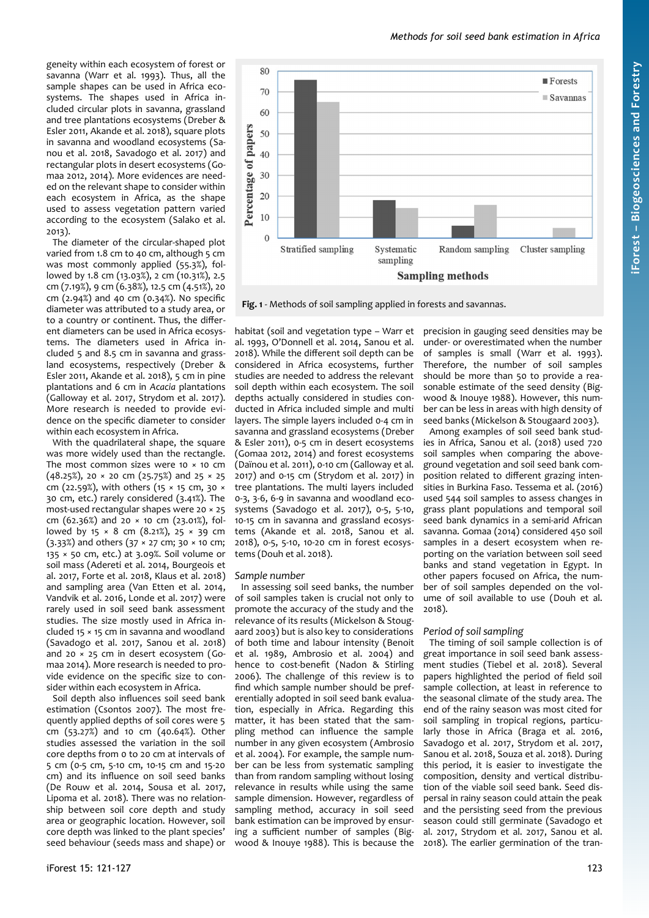geneity within each ecosystem of forest or savanna (Warr et al. 1993). Thus, all the sample shapes can be used in Africa ecosystems. The shapes used in Africa included circular plots in savanna, grassland and tree plantations ecosystems (Dreber & Esler 2011, Akande et al. 2018), square plots in savanna and woodland ecosystems (Sanou et al. 2018, Savadogo et al. 2017) and rectangular plots in desert ecosystems (Gomaa 2012, 2014). More evidences are needed on the relevant shape to consider within each ecosystem in Africa, as the shape used to assess vegetation pattern varied according to the ecosystem (Salako et al. 2013).

The diameter of the circular-shaped plot varied from 1.8 cm to 40 cm, although 5 cm was most commonly applied (55.3%), followed by 1.8 cm (13.03%), 2 cm (10.31%), 2.5 cm (7.19%), 9 cm (6.38%), 12.5 cm (4.51%), 20 cm (2.94%) and 40 cm (0.34%). No specific diameter was attributed to a study area, or to a country or continent. Thus, the different diameters can be used in Africa ecosystems. The diameters used in Africa included 5 and 8.5 cm in savanna and grassland ecosystems, respectively (Dreber & Esler 2011, Akande et al. 2018), 5 cm in pine plantations and 6 cm in *Acacia* plantations (Galloway et al. 2017, Strydom et al. 2017). More research is needed to provide evidence on the specific diameter to consider within each ecosystem in Africa.

With the quadrilateral shape, the square was more widely used than the rectangle. The most common sizes were 10 × 10 cm (48.25%), 20 × 20 cm (25.75%) and 25 × 25 cm (22.59%), with others (15 × 15 cm, 30 × 30 cm, etc.) rarely considered (3.41%). The most-used rectangular shapes were 20 × 25 cm (62.36%) and 20 × 10 cm (23.01%), followed by 15 × 8 cm (8.21%), 25 × 39 cm (3.33%) and others (37 × 27 cm; 30 × 10 cm; 135 × 50 cm, etc.) at 3.09%. Soil volume or soil mass (Adereti et al. 2014, Bourgeois et al. 2017, Forte et al. 2018, Klaus et al. 2018) and sampling area (Van Etten et al. 2014, Vandvik et al. 2016, Londe et al. 2017) were rarely used in soil seed bank assessment studies. The size mostly used in Africa included 15 × 15 cm in savanna and woodland (Savadogo et al. 2017, Sanou et al. 2018) and 20 × 25 cm in desert ecosystem (Gomaa 2014). More research is needed to provide evidence on the specific size to consider within each ecosystem in Africa.

Soil depth also influences soil seed bank estimation (Csontos 2007). The most frequently applied depths of soil cores were 5 cm (53.27%) and 10 cm (40.64%). Other studies assessed the variation in the soil core depths from 0 to 20 cm at intervals of 5 cm (0-5 cm, 5-10 cm, 10-15 cm and 15-20 cm) and its influence on soil seed banks (De Rouw et al. 2014, Sousa et al. 2017, Lipoma et al. 2018). There was no relationship between soil core depth and study area or geographic location. However, soil core depth was linked to the plant species' seed behaviour (seeds mass and shape) or habitat (soil and vegetation type – Warr et al. 1993, O'Donnell et al. 2014, Sanou et al. 2018). While the different soil depth can be considered in Africa ecosystems, further studies are needed to address the relevant soil depth within each ecosystem. The soil depths actually considered in studies conducted in Africa included simple and multi layers. The simple layers included 0-4 cm in savanna and grassland ecosystems (Dreber & Esler 2011), 0-5 cm in desert ecosystems (Gomaa 2012, 2014) and forest ecosystems (Daïnou et al. 2011), 0-10 cm (Galloway et al. 2017) and 0-15 cm (Strydom et al. 2017) in tree plantations. The multi layers included 0-3, 3-6, 6-9 in savanna and woodland ecosystems (Savadogo et al. 2017), 0-5, 5-10, 10-15 cm in savanna and grassland ecosystems (Akande et al. 2018, Sanou et al. 2018), 0-5, 5-10, 10-20 cm in forest ecosystems (Douh et al. 2018).

**Fig. 1** - Methods of soil sampling applied in forests and savannas.

### Sample number

In assessing soil seed banks, the number of soil samples taken is crucial not only to promote the accuracy of the study and the relevance of its results (Mickelson & Stougaard 2003) but is also key to considerations of both time and labour intensity (Benoit et al. 1989, Ambrosio et al. 2004) and hence to cost-benefit (Nadon & Stirling 2006). The challenge of this review is to find which sample number should be preferentially adopted in soil seed bank evaluation, especially in Africa. Regarding this matter, it has been stated that the sampling method can influence the sample number in any given ecosystem (Ambrosio et al. 2004). For example, the sample number can be less from systematic sampling than from random sampling without losing relevance in results while using the same sample dimension. However, regardless of sampling method, accuracy in soil seed bank estimation can be improved by ensuring a sufficient number of samples (Bigwood & Inouye 1988). This is because the precision in gauging seed densities may be under- or overestimated when the number of samples is small (Warr et al. 1993). Therefore, the number of soil samples should be more than 50 to provide a reasonable estimate of the seed density (Bigwood & Inouye 1988). However, this number can be less in areas with high density of seed banks (Mickelson & Stougaard 2003).

Among examples of soil seed bank studies in Africa, Sanou et al. (2018) used 720 soil samples when comparing the aboveground vegetation and soil seed bank composition related to different grazing intensities in Burkina Faso. Tessema et al. (2016) used 544 soil samples to assess changes in grass plant populations and temporal soil seed bank dynamics in a semi-arid African savanna. Gomaa (2014) considered 450 soil samples in a desert ecosystem when reporting on the variation between soil seed banks and stand vegetation in Egypt. In other papers focused on Africa, the number of soil samples depended on the volume of soil available to use (Douh et al. 2018).

### Period of soil sampling

The timing of soil sample collection is of great importance in soil seed bank assessment studies (Tiebel et al. 2018). Several papers highlighted the period of field soil sample collection, at least in reference to the seasonal climate of the study area. The end of the rainy season was most cited for soil sampling in tropical regions, particularly those in Africa (Braga et al. 2016, Savadogo et al. 2017, Strydom et al. 2017, Sanou et al. 2018, Souza et al. 2018). During this period, it is easier to investigate the composition, density and vertical distribution of the viable soil seed bank. Seed dispersal in rainy season could attain the peak and the persisting seed from the previous season could still germinate (Savadogo et al. 2017, Strydom et al. 2017, Sanou et al. 2018). The earlier germination of the tran-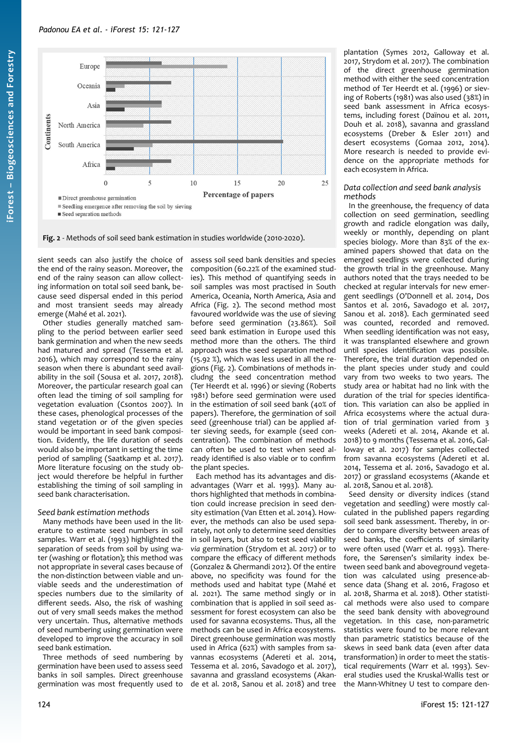Fig. 2 - Methods of soil seed bank estimation in studies worldwide (2010-2020).

sient seeds can also justify the choice of the end of the rainy season. Moreover, the end of the rainy season can allow collecting information on total soil seed bank, because seed dispersal ended in this period and matured and spread (Tessema et al. 2016), which may correspond to the rainy season when there is abundant seed availability in the soil (Sousa et al. 2017, 2018). Moreover, the particular research goal can often lead the timing of soil sampling for vegetation evaluation (Csontos 2007). In these cases, phenological processes of the stand vegetation or of the given species would be important in seed bank composition. Evidently, the life duration of seeds would also be important in setting the time period of sampling (Saatkamp et al. 2017). More literature focusing on the study object would therefore be helpful in further establishing the timing of soil sampling in seed bank characterisation.

Other studies generally matched sampling to the period between earlier seed bank germination and when the new seeds had matured and spread (Tessema et al. 2016), which may correspond to the rainy season when there is abundant seed availability in the soil (Sousa et al. 2017, 2018).

### Seed bank estimation methods

Many methods have been used in the literature to estimate seed numbers in soil samples. Warr et al. (1993) highlighted the separation of seeds from soil by using water (washing or flotation); this method was not appropriate in several cases because of the non-distinction between viable and unviable seeds and the underestimation of species numbers due to the similarity of different seeds. Also, the risk of washing out of very small seeds makes the method very uncertain. Thus, alternative methods of seed numbering using germination were developed to improve the accuracy in soil seed bank estimation.

Three methods of seed numbering by germination have been used to assess seed banks in soil samples. Direct greenhouse germination was most frequently used to assess soil seed bank densities and species composition (60.22% of the examined studies). This method of quantifying seeds in soil samples was most practised in South America, Oceania, North America, Asia and Africa (Fig. 2). The second method most favoured worldwide was the use of sieving before seed germination (23.86%). Soil seed bank estimation in Europe used this method more than the others. The third approach was the seed separation method (15.92 %), which was less used in all the regions (Fig. 2). Combinations of methods incIudng the seed concentration method (Ter Heerdt et al. 1996) or sieving (Roberts 1981) before seed germination were used in the estimation of soil seed bank (40% of papers). Therefore, the germination of soil seed (greenhouse trial) can be applied after sieving seeds, for example (seed concentration). The combination of methods can often be used to test when seed already identified is also viable or to confirm the plant species.

Each method has its advantages and disadvantages (Warr et al. 1993). Many authors highlighted that methods in combination could increase precision in seed density estimation (Van Etten et al. 2014). However, the methods can also be used separately, not only to determine seed densities in soil layers, but also to test seed viability *via* germination (Strydom et al. 2017) or to compare the efficacy of different methods (Gonzalez & Ghermandi 2012). Of the entire above, no specificity was found for the methods used and habitat type (Mahé et al. 2021). The same method singly or in combination that is applied in soil seed assessment for forest ecosystem can also be used for savanna ecosystems. Thus, all the methods can be used in Africa ecosystems. Direct greenhouse germination was mostly used in Africa (62%) with samples from savannas ecosystems (Adereti et al. 2014, Tessema et al. 2016, Savadogo et al. 2017), savanna and grassland ecosystems (Akande et al. 2018, Sanou et al. 2018) and tree plantation (Symes 2012, Galloway et al. 2017, Strydom et al. 2017). The combination of the direct greenhouse germination method with either the seed concentration method of Ter Heerdt et al. (1996) or sieving of Roberts (1981) was also used (38%) in seed bank assessment in Africa ecosystems, including forest (Daïnou et al. 2011, Douh et al. 2018), savanna and grassland ecosystems (Dreber & Esler 2011) and desert ecosystems (Gomaa 2012, 2014). More research is needed to provide evidence on the appropriate methods for each ecosystem in Africa.

### Data collection and seed bank analysis methods

In the greenhouse, the frequency of data collection on seed germination, seedling growth and radicle elongation was daily, weekly or monthly, depending on plant species biology. More than 83% of the examined papers showed that data on the emerged seedlings were collected during the growth trial in the greenhouse. Many authors noted that the trays needed to be checked at regular intervals for new emergent seedlings (O'Donnell et al. 2014, Dos Santos et al. 2016, Savadogo et al. 2017, Sanou et al. 2018). Each germinated seed was counted, recorded and removed. When seedling identification was not easy, it was transplanted elsewhere and grown until species identification was possible. Therefore, the trial duration depended on the plant species under study and could vary from two weeks to two years. The study area or habitat had no link with the duration of the trial for species identification. This variation can also be applied in Africa ecosystems where the actual duration of trial germination varied from 3 weeks (Adereti et al. 2014, Akande et al. 2018) to 9 months (Tessema et al. 2016, Galloway et al. 2017) for samples collected from savanna ecosystems (Adereti et al. 2014, Tessema et al. 2016, Savadogo et al. 2017) or grassland ecosystems (Akande et al. 2018, Sanou et al. 2018).

Seed density or diversity indices (stand vegetation and seedling) were mostly calculated in the published papers regarding soil seed bank assessment. Thereby, in order to compare diversity between areas of seed banks, the coefficients of similarity were often used (Warr et al. 1993). Therefore, the Sørensen's similarity index between seed bank and aboveground vegetation was calculated using presence-absence data (Shang et al. 2016, Fragoso et al. 2018, Sharma et al. 2018). Other statistical methods were also used to compare the seed bank density with aboveground vegetation. In this case, non-parametric statistics were found to be more relevant than parametric statistics because of the skews in seed bank data (even after data transformation) in order to meet the statistical requirements (Warr et al. 1993). Several studies used the Kruskal-Wallis test or the Mann-Whitney U test to compare den-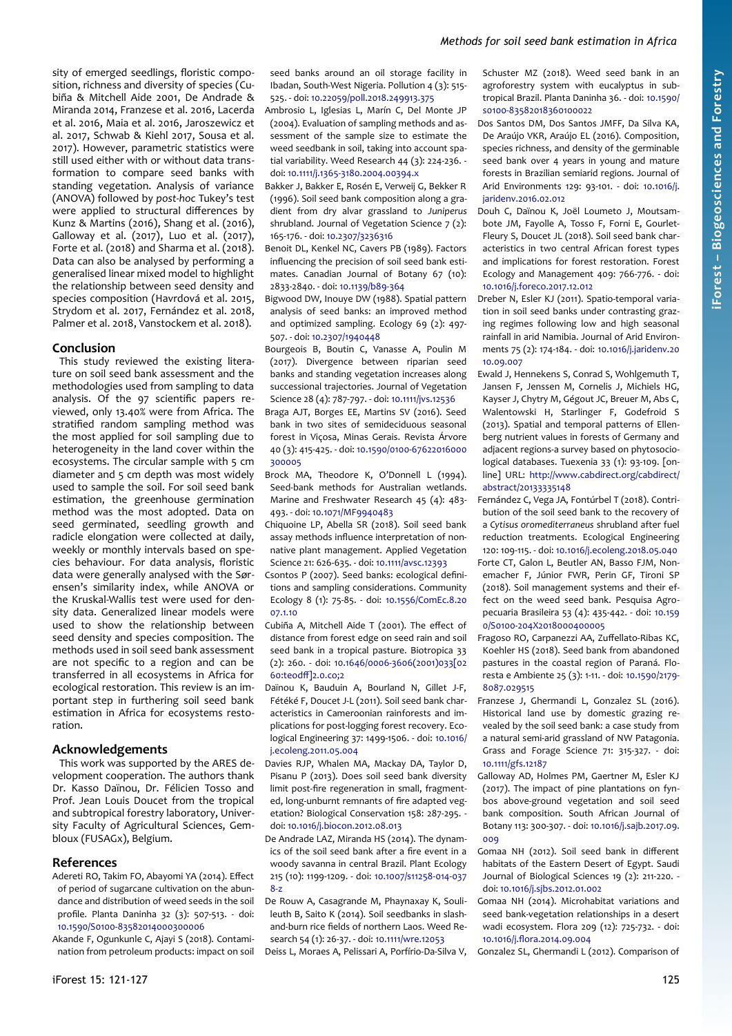sity of emerged seedlings, floristic composition, richness and diversity of species (Cubiña & Mitchell Aide 2001, De Andrade & Miranda 2014, Franzese et al. 2016, Lacerda et al. 2016, Maia et al. 2016, Jaroszewicz et al. 2017, Schwab & Kiehl 2017, Sousa et al. 2017). However, parametric statistics were still used either with or without data transformation to compare seed banks with standing vegetation. Analysis of variance (ANOVA) followed by *post-hoc* Tukey's test were applied to structural differences by Kunz & Martins (2016), Shang et al. (2016), Galloway et al. (2017), Luo et al. (2017), Forte et al. (2018) and Sharma et al. (2018). Data can also be analysed by performing a generalised linear mixed model to highlight the relationship between seed density and species composition (Havrdová et al. 2015, Strydom et al. 2017, Fernández et al. 2018, Palmer et al. 2018, Vanstockem et al. 2018).

## Conclusion

This study reviewed the existing literature on soil seed bank assessment and the methodologies used from sampling to data analysis. Of the 97 scientific papers reviewed, only 13.40% were from Africa. The stratified random sampling method was the most applied for soil sampling due to heterogeneity in the land cover within the ecosystems. The circular sample with 5 cm diameter and 5 cm depth was most widely used to sample the soil. For soil seed bank estimation, the greenhouse germination method was the most adopted. Data on seed germinated, seedling growth and radicle elongation were collected at daily, weekly or monthly intervals based on species behaviour. For data analysis, floristic data were generally analysed with the Sørensen's similarity index, while ANOVA or the Kruskal-Wallis test were used for density data. Generalized linear models were used to show the relationship between seed density and species composition. The methods used in soil seed bank assessment are not specific to a region and can be transferred in all ecosystems in Africa for ecological restoration. This review is an important step in furthering soil seed bank estimation in Africa for ecosystems restoration.

## Acknowledgements

This work was supported by the ARES development cooperation. The authors thank Dr. Kasso Daïnou, Dr. Félicien Tosso and Prof. Jean Louis Doucet from the tropical and subtropical forestry laboratory, University Faculty of Agricultural Sciences, Gembloux (FUSAGx), Belgium.

## References

Adereti RO, Takim FO, Abayomi YA (2014). Effect of period of sugarcane cultivation on the abundance and distribution of weed seeds in the soil profile. Planta Daninha 32 (3): 507-513. - doi: 10.1590/S0100-83582014000300006

Akande F, Ogunkunle C, Ajayi S (2018). Contamination from petroleum products: impact on soil seed banks around an oil storage facility in Ibadan, South-West Nigeria. Pollution 4 (3): 515-525. - doi: 10.22059/poll.2018.249913.375

Ambrosio L, Iglesias L, Marín C, Del Monte JP (2004). Evaluation of sampling methods and assessment of the sample size to estimate the weed seedbank in soil, taking into account spatial variability. Weed Research 44 (3): 224-236. - doi: 10.1111/j.1365-3180.2004.00394.x

Bakker J, Bakker E, Rosén E, Verweij G, Bekker R (1996). Soil seed bank composition along a gradient from dry alvar grassland to *Juniperus* shrubland. Journal of Vegetation Science 7 (2): 165-176. - doi: 10.2307/3236316

Benoit DL, Kenkel NC, Cavers PB (1989). Factors influencing the precision of soil seed bank estimates. Canadian Journal of Botany 67 (10): 2833-2840. - doi: 10.1139/b89-364

Bigwood DW, Inouye DW (1988). Spatial pattern analysis of seed banks: an improved method and optimized sampling. Ecology 69 (2): 497-507. - doi: 10.2307/1940448

Bourgeois B, Boutin C, Vanasse A, Poulin M (2017). Divergence between riparian seed banks and standing vegetation increases along successional trajectories. Journal of Vegetation Science 28 (4): 787-797. - doi: 10.1111/jvs.12536

Braga AJT, Borges EE, Martins SV (2016). Seed bank in two sites of semideciduous seasonal forest in Viçosa, Minas Gerais. Revista Árvore 40 (3): 415-425. - doi: 10.1590/0100-67622016000300005

Brock MA, Theodore K, O'Donnell L (1994). Seed-bank methods for Australian wetlands. Marine and Freshwater Research 45 (4): 483-493. - doi: 10.1071/MF9940483

Chiquoine LP, Abella SR (2018). Soil seed bank assay methods influence interpretation of non-native plant management. Applied Vegetation Science 21: 626-635. - doi: 10.1111/avsc.12393

Csontos P (2007). Seed banks: ecological definitions and sampling considerations. Community Ecology 8 (1): 75-85. - doi: 10.1556/ComEc.8.2007.1.10

Cubiña A, Mitchell Aide T (2001). The effect of distance from forest edge on seed rain and soil seed bank in a tropical pasture. Biotropica 33 (2): 260. - doi: 10.1646/0006-3606(2001)033[0260:teodff]2.0.co;2

Daïnou K, Bauduin A, Bourland N, Gillet J-F, Fétéké F, Doucet J-L (2011). Soil seed bank characteristics in Cameroonian rainforests and implications for post-logging forest recovery. Ecological Engineering 37: 1499-1506. - doi: 10.1016/j.ecoleng.2011.05.004

Davies RJP, Whalen MA, Mackay DA, Taylor D, Pisanu P (2013). Does soil seed bank diversity limit post-fire regeneration in small, fragmented, long-unburnt remnants of fire adapted vegetation? Biological Conservation 158: 287-295. - doi: 10.1016/j.biocon.2012.08.013

De Andrade LAZ, Miranda HS (2014). The dynamics of the soil seed bank after a fire event in a woody savanna in central Brazil. Plant Ecology 215 (10): 1199-1209. - doi: 10.1007/s11258-014-0378-z

De Rouw A, Casagrande M, Phaynaxay K, Soulileuth B, Saito K (2014). Soil seedbanks in slash-and-burn rice fields of northern Laos. Weed Research 54 (1): 26-37. - doi: 10.1111/wre.12053

Deiss L, Moraes A, Pelissari A, Porfírio-Da-Silva V, Schuster MZ (2018). Weed seed bank in an agroforestry system with eucalyptus in subtropical Brazil. Planta Daninha 36. - doi: 10.1590/s0100-83582018360100022

Dos Santos DM, Dos Santos JMFF, Da Silva KA, De Araújo VKR, Araújo EL (2016). Composition, species richness, and density of the germinable seed bank over 4 years in young and mature forests in Brazilian semiarid regions. Journal of Arid Environments 129: 93-101. - doi: 10.1016/j.jaridenv.2016.02.012

Douh C, Daïnou K, Joël Loumeto J, Moutsambote JM, Fayolle A, Tosso F, Forni E, Gourlet-Fleury S, Doucet JL (2018). Soil seed bank characteristics in two central African forest types and implications for forest restoration. Forest Ecology and Management 409: 766-776. - doi: 10.1016/j.foreco.2017.12.012

Dreber N, Esler KJ (2011). Spatio-temporal variation in soil seed banks under contrasting grazing regimes following low and high seasonal rainfall in arid Namibia. Journal of Arid Environments 75 (2): 174-184. - doi: 10.1016/j.jaridenv.2010.09.007

Ewald J, Hennekens S, Conrad S, Wohlgemuth T, Jansen F, Jenssen M, Cornelis J, Michiels HG, Kayser J, Chytry M, Gégout JC, Breuer M, Abs C, Walentowski H, Starlinger F, Godefroid S (2013). Spatial and temporal patterns of Ellenberg nutrient values in forests of Germany and adjacent regions-a survey based on phytosociological databases. Tuexenia 33 (1): 93-109. [online] URL: http://www.cabdirect.org/cabdirect/abstract/20133335148

Fernández C, Vega JA, Fontúrbel T (2018). Contribution of the soil seed bank to the recovery of a *Cytisus oromediterraneus* shrubland after fuel reduction treatments. Ecological Engineering 120: 109-115. - doi: 10.1016/j.ecoleng.2018.05.040

Forte CT, Galon L, Beutler AN, Basso FJM, Nonemacher F, Júnior FWR, Perin GF, Tironi SP (2018). Soil management systems and their effect on the weed seed bank. Pesquisa Agropecuaria Brasileira 53 (4): 435-442. - doi: 10.1590/S0100-204X2018000400005

Fragoso RO, Carpanezzi AA, Zuffellato-Ribas KC, Koehler HS (2018). Seed bank from abandoned pastures in the coastal region of Paraná. Floresta e Ambiente 25 (3): 1-11. - doi: 10.1590/2179-8087.029515

Franzese J, Ghermandi L, Gonzalez SL (2016). Historical land use by domestic grazing revealed by the soil seed bank: a case study from a natural semi-arid grassland of NW Patagonia. Grass and Forage Science 71: 315-327. - doi: 10.1111/gfs.12187

Galloway AD, Holmes PM, Gaertner M, Esler KJ (2017). The impact of pine plantations on fynbos above-ground vegetation and soil seed bank composition. South African Journal of Botany 113: 300-307. - doi: 10.1016/j.sajb.2017.09.009

Gomaa NH (2012). Soil seed bank in different habitats of the Eastern Desert of Egypt. Saudi Journal of Biological Sciences 19 (2): 211-220. - doi: 10.1016/j.sjbs.2012.01.002

Gomaa NH (2014). Microhabitat variations and seed bank-vegetation relationships in a desert wadi ecosystem. Flora 209 (12): 725-732. - doi: 10.1016/j.flora.2014.09.004

Gonzalez SL, Ghermandi L (2012). Comparison of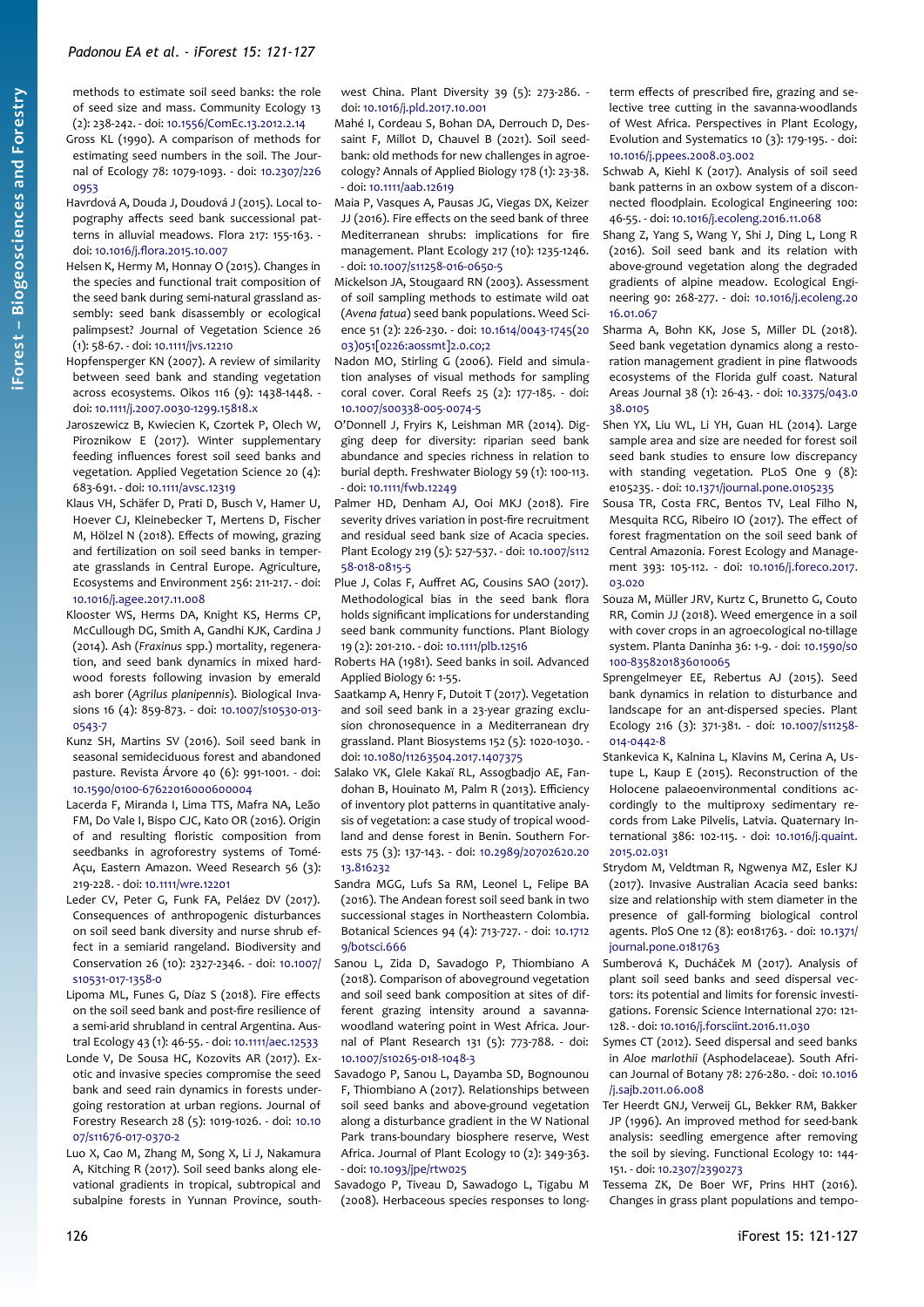methods to estimate soil seed banks: the role of seed size and mass. Community Ecology 13 (2): 238-242. - doi: 10.1556/ComEc.13.2012.2.14

Gross KL (1990). A comparison of methods for estimating seed numbers in the soil. The Journal of Ecology 78: 1079-1093. - doi: 10.2307/2260953

Havrdová A, Douda J, Doudová J (2015). Local topography affects seed bank successional patterns in alluvial meadows. Flora 217: 155-163. - doi: 10.1016/j.flora.2015.10.007

Helsen K, Hermy M, Honnay O (2015). Changes in the species and functional trait composition of the seed bank during semi-natural grassland assembly: seed bank disassembly or ecological palimpsest? Journal of Vegetation Science 26 (1): 58-67. - doi: 10.1111/jvs.12210

Hopfensperger KN (2007). A review of similarity between seed bank and standing vegetation across ecosystems. Oikos 116 (9): 1438-1448. - doi: 10.1111/j.2007.0030-1299.15818.x

Jaroszewicz B, Kwiecien K, Czortek P, Olech W, Piroznikow E (2017). Winter supplementary feeding influences forest soil seed banks and vegetation. Applied Vegetation Science 20 (4): 683-691. - doi: 10.1111/avsc.12319

Klaus VH, Schäfer D, Prati D, Busch V, Hamer U, Hoever CJ, Kleinebecker T, Mertens D, Fischer M, Hölzel N (2018). Effects of mowing, grazing and fertilization on soil seed banks in temperate grasslands in Central Europe. Agriculture, Ecosystems and Environment 256: 211-217. - doi: 10.1016/j.agee.2017.11.008

Klooster WS, Herms DA, Knight KS, Herms CP, McCullough DG, Smith A, Gandhi KJK, Cardina J (2014). Ash (*Fraxinus* spp.) mortality, regeneration, and seed bank dynamics in mixed hardwood forests following invasion by emerald ash borer (*Agrilus planipennis*). Biological Invasions 16 (4): 859-873. - doi: 10.1007/s10530-013-0543-7

Kunz SH, Martins SV (2016). Soil seed bank in seasonal semideciduous forest and abandoned pasture. Revista Árvore 40 (6): 991-1001. - doi: 10.1590/0100-67622016000600004

Lacerda F, Miranda I, Lima TTS, Mafra NA, Leão FM, Do Vale I, Bispo CJC, Kato OR (2016). Origin of and resulting floristic composition from seedbanks in agroforestry systems of Tomé-Açu, Eastern Amazon. Weed Research 56 (3): 219-228. - doi: 10.1111/wre.12201

Leder CV, Peter G, Funk FA, Peláez DV (2017). Consequences of anthropogenic disturbances on soil seed bank diversity and nurse shrub effect in a semiarid rangeland. Biodiversity and Conservation 26 (10): 2327-2346. - doi: 10.1007/s10531-017-1358-0

Lipoma ML, Funes G, Díaz S (2018). Fire effects on the soil seed bank and post-fire resilience of a semi-arid shrubland in central Argentina. Austral Ecology 43 (1): 46-55. - doi: 10.1111/aec.12533

Londe V, De Sousa HC, Kozovits AR (2017). Exotic and invasive species compromise the seed bank and seed rain dynamics in forests undergoing restoration at urban regions. Journal of Forestry Research 28 (5): 1019-1026. - doi: 10.1007/s11676-017-0370-2

Luo X, Cao M, Zhang M, Song X, Li J, Nakamura A, Kitching R (2017). Soil seed banks along elevational gradients in tropical, subtropical and subalpine forests in Yunnan Province, south-west China. Plant Diversity 39 (5): 273-286. - doi: 10.1016/j.pld.2017.10.001

Mahé I, Cordeau S, Bohan DA, Derrouch D, Dessaint F, Millot D, Chauvel B (2021). Soil seedbank: old methods for new challenges in agroecology? Annals of Applied Biology 178 (1): 23-38. - doi: 10.1111/aab.12619

Maia P, Vasques A, Pausas JG, Viegas DX, Keizer JJ (2016). Fire effects on the seed bank of three Mediterranean shrubs: implications for fire management. Plant Ecology 217 (10): 1235-1246. - doi: 10.1007/s11258-016-0650-5

Mickelson JA, Stougaard RN (2003). Assessment of soil sampling methods to estimate wild oat (*Avena fatua*) seed bank populations. Weed Science 51 (2): 226-230. - doi: 10.1614/0043-1745(2003)051[0226:aossmt]2.0.co;2

Nadon MO, Stirling G (2006). Field and simulation analyses of visual methods for sampling coral cover. Coral Reefs 25 (2): 177-185. - doi: 10.1007/s00338-005-0074-5

O'Donnell J, Fryirs K, Leishman MR (2014). Digging deep for diversity: riparian seed bank abundance and species richness in relation to burial depth. Freshwater Biology 59 (1): 100-113. - doi: 10.1111/fwb.12249

Palmer HD, Denham AJ, Ooi MKJ (2018). Fire severity drives variation in post-fire recruitment and residual seed bank size of Acacia species. Plant Ecology 219 (5): 527-537. - doi: 10.1007/s11258-018-0815-5

Plue J, Colas F, Auffret AG, Cousins SAO (2017). Methodological bias in the seed bank flora holds significant implications for understanding seed bank community functions. Plant Biology 19 (2): 201-210. - doi: 10.1111/plb.12516

Roberts HA (1981). Seed banks in soil. Advanced Applied Biology 6: 1-55.

Saatkamp A, Henry F, Dutoit T (2017). Vegetation and soil seed bank in a 23-year grazing exclusion chronosequence in a Mediterranean dry grassland. Plant Biosystems 152 (5): 1020-1030. - doi: 10.1080/11263504.2017.1407375

Salako VK, Glele Kakaï RL, Assogbadjo AE, Fandohan B, Houinato M, Palm R (2013). Efficiency of inventory plot patterns in quantitative analysis of vegetation: a case study of tropical woodland and dense forest in Benin. Southern Forests 75 (3): 137-143. - doi: 10.2989/20702620.2013.816232

Sandra MGG, Lufs Sa RM, Leonel L, Felipe BA (2016). The Andean forest soil seed bank in two successional stages in Northeastern Colombia. Botanical Sciences 94 (4): 713-727. - doi: 10.17129/botsci.666

Sanou L, Zida D, Savadogo P, Thiombiano A (2018). Comparison of aboveground vegetation and soil seed bank composition at sites of different grazing intensity around a savanna-woodland watering point in West Africa. Journal of Plant Research 131 (5): 773-788. - doi: 10.1007/s10265-018-1048-3

Savadogo P, Sanou L, Dayamba SD, Bognounou F, Thiombiano A (2017). Relationships between soil seed banks and above-ground vegetation along a disturbance gradient in the W National Park trans-boundary biosphere reserve, West Africa. Journal of Plant Ecology 10 (2): 349-363. - doi: 10.1093/jpe/rtw025

Savadogo P, Tiveau D, Sawadogo L, Tigabu M (2008). Herbaceous species responses to long-term effects of prescribed fire, grazing and selective tree cutting in the savanna-woodlands of West Africa. Perspectives in Plant Ecology, Evolution and Systematics 10 (3): 179-195. - doi: 10.1016/j.ppees.2008.03.002

Schwab A, Kiehl K (2017). Analysis of soil seed bank patterns in an oxbow system of a disconnected floodplain. Ecological Engineering 100: 46-55. - doi: 10.1016/j.ecoleng.2016.11.068

Shang Z, Yang S, Wang Y, Shi J, Ding L, Long R (2016). Soil seed bank and its relation with above-ground vegetation along the degraded gradients of alpine meadow. Ecological Engineering 90: 268-277. - doi: 10.1016/j.ecoleng.2016.01.067

Sharma A, Bohn KK, Jose S, Miller DL (2018). Seed bank vegetation dynamics along a restoration management gradient in pine flatwoods ecosystems of the Florida gulf coast. Natural Areas Journal 38 (1): 26-43. - doi: 10.3375/043.038.0105

Shen YX, Liu WL, Li YH, Guan HL (2014). Large sample area and size are needed for forest soil seed bank studies to ensure low discrepancy with standing vegetation. PLoS One 9 (8): e105235. - doi: 10.1371/journal.pone.0105235

Sousa TR, Costa FRC, Bentos TV, Leal Filho N, Mesquita RCG, Ribeiro IO (2017). The effect of forest fragmentation on the soil seed bank of Central Amazonia. Forest Ecology and Management 393: 105-112. - doi: 10.1016/j.foreco.2017.03.020

Souza M, Müller JRV, Kurtz C, Brunetto G, Couto RR, Comin JJ (2018). Weed emergence in a soil with cover crops in an agroecological no-tillage system. Planta Daninha 36: 1-9. - doi: 10.1590/s0100-83582018360100065

Sprengelmeyer EE, Rebertus AJ (2015). Seed bank dynamics in relation to disturbance and landscape for an ant-dispersed species. Plant Ecology 216 (3): 371-381. - doi: 10.1007/s11258-014-0442-8

Stankevica K, Kalnina L, Klavins M, Cerina A, Ustupe L, Kaup E (2015). Reconstruction of the Holocene palaeoenvironmental conditions accordingly to the multiproxy sedimentary records from Lake Pilvelis, Latvia. Quaternary International 386: 102-115. - doi: 10.1016/j.quaint.2015.02.031

Strydom M, Veldtman R, Ngwenya MZ, Esler KJ (2017). Invasive Australian Acacia seed banks: size and relationship with stem diameter in the presence of gall-forming biological control agents. PloS One 12 (8): e0181763. - doi: 10.1371/journal.pone.0181763

Sumberová K, Ducháček M (2017). Analysis of plant soil seed banks and seed dispersal vectors: its potential and limits for forensic investigations. Forensic Science International 270: 121-128. - doi: 10.1016/j.forsciint.2016.11.030

Symes CT (2012). Seed dispersal and seed banks in *Aloe marlothii* (Asphodelaceae). South African Journal of Botany 78: 276-280. - doi: 10.1016/j.sajb.2011.06.008

Ter Heerdt GNJ, Verweij GL, Bekker RM, Bakker JP (1996). An improved method for seed-bank analysis: seedling emergence after removing the soil by sieving. Functional Ecology 10: 144-151. - doi: 10.2307/2390273

Tessema ZK, De Boer WF, Prins HHT (2016). Changes in grass plant populations and tempo-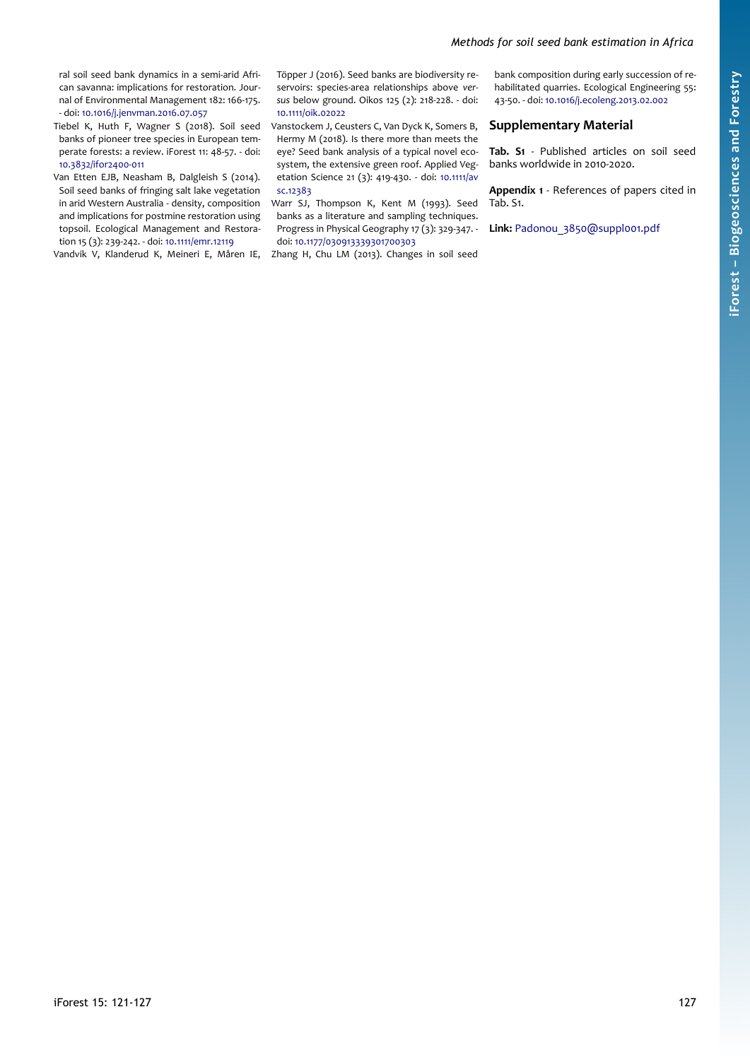ral soil seed bank dynamics in a semi-arid African savanna: implications for restoration. Journal of Environmental Management 182: 166-175. - doi: 10.1016/j.jenvman.2016.07.057

Tiebel K, Huth F, Wagner S (2018). Soil seed banks of pioneer tree species in European temperate forests: a review. iForest 11: 48-57. - doi: 10.3832/ifor2400-011

Van Etten EJB, Neasham B, Dalgleish S (2014). Soil seed banks of fringing salt lake vegetation in arid Western Australia - density, composition and implications for postmine restoration using topsoil. Ecological Management and Restoration 15 (3): 239-242. - doi: 10.1111/emr.12119

Vandvik V, Klanderud K, Meineri E, Måren IE, Töpper J (2016). Seed banks are biodiversity reservoirs: species-area relationships above *versus* below ground. Oikos 125 (2): 218-228. - doi: 10.1111/oik.02022

Vanstockem J, Ceusters C, Van Dyck K, Somers B, Hermy M (2018). Is there more than meets the eye? Seed bank analysis of a typical novel ecosystem, the extensive green roof. Applied Vegetation Science 21 (3): 419-430. - doi: 10.1111/avsc.12383

Warr SJ, Thompson K, Kent M (1993). Seed banks as a literature and sampling techniques. Progress in Physical Geography 17 (3): 329-347. - doi: 10.1177/030913339301700303

Zhang H, Chu LM (2013). Changes in soil seed bank composition during early succession of rehabilitated quarries. Ecological Engineering 55: 43-50. - doi: 10.1016/j.ecoleng.2013.02.002

## Supplementary Material

**Tab. S1** - Published articles on soil seed banks worldwide in 2010-2020.

**Appendix 1** - References of papers cited in Tab. S1.

**Link:** Padonou_3850@suppl001.pdf